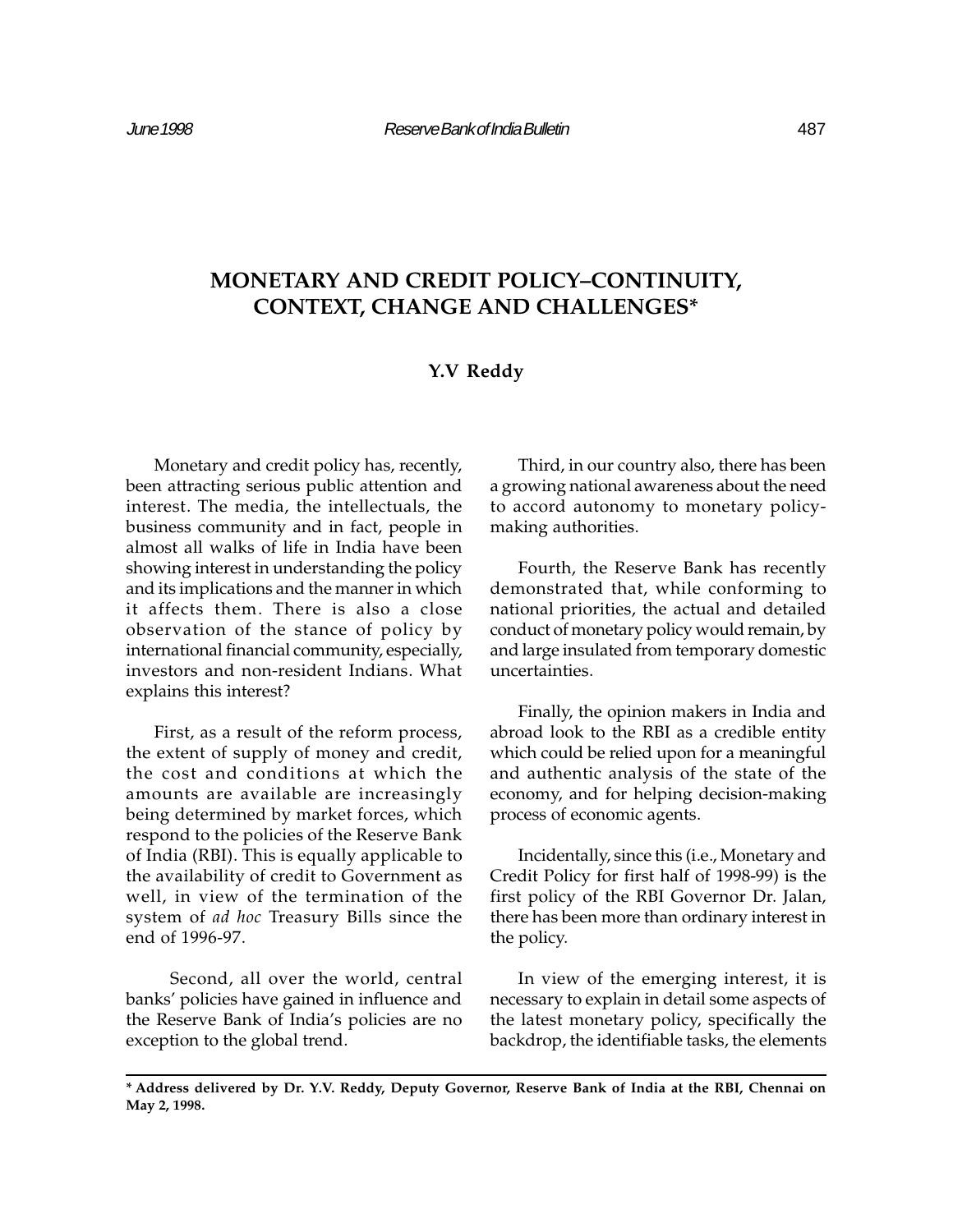# MONETARY AND CREDIT POLICY–CONTINUITY, CONTEXT, CHANGE AND CHALLENGES*

**Y.V Reddy**

Monetary and credit policy has, recently, been attracting serious public attention and interest. The media, the intellectuals, the business community and in fact, people in almost all walks of life in India have been showing interest in understanding the policy and its implications and the manner in which it affects them. There is also a close observation of the stance of policy by international financial community, especially, investors and non-resident Indians. What explains this interest?

First, as a result of the reform process, the extent of supply of money and credit, the cost and conditions at which the amounts are available are increasingly being determined by market forces, which respond to the policies of the Reserve Bank of India (RBI). This is equally applicable to the availability of credit to Government as well, in view of the termination of the system of *ad hoc* Treasury Bills since the end of 1996-97.

Second, all over the world, central banks' policies have gained in influence and the Reserve Bank of India's policies are no exception to the global trend.

Third, in our country also, there has been a growing national awareness about the need to accord autonomy to monetary policy-making authorities.

Fourth, the Reserve Bank has recently demonstrated that, while conforming to national priorities, the actual and detailed conduct of monetary policy would remain, by and large insulated from temporary domestic uncertainties.

Finally, the opinion makers in India and abroad look to the RBI as a credible entity which could be relied upon for a meaningful and authentic analysis of the state of the economy, and for helping decision-making process of economic agents.

Incidentally, since this (i.e., Monetary and Credit Policy for first half of 1998-99) is the first policy of the RBI Governor Dr. Jalan, there has been more than ordinary interest in the policy.

In view of the emerging interest, it is necessary to explain in detail some aspects of the latest monetary policy, specifically the backdrop, the identifiable tasks, the elements

**\* Address delivered by Dr. Y.V. Reddy, Deputy Governor, Reserve Bank of India at the RBI, Chennai on May 2, 1998.**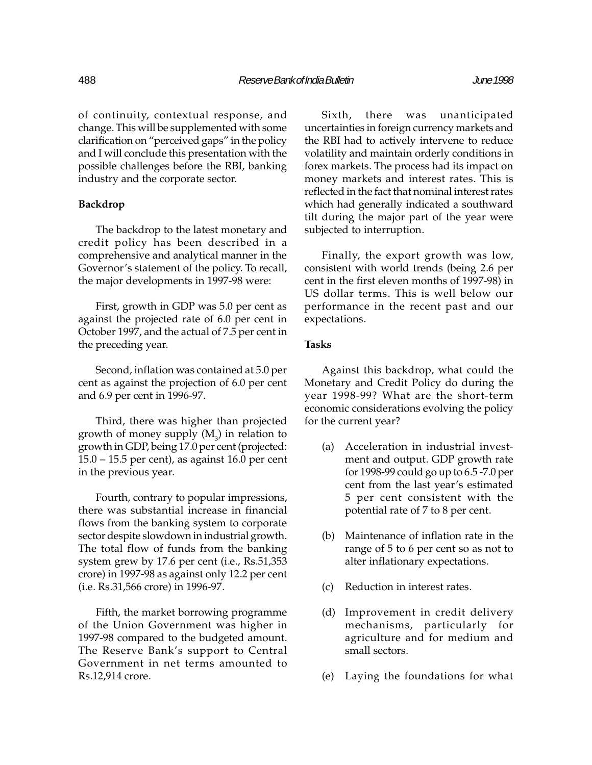of continuity, contextual response, and change. This will be supplemented with some clarification on "perceived gaps" in the policy and I will conclude this presentation with the possible challenges before the RBI, banking industry and the corporate sector.

**Backdrop**

The backdrop to the latest monetary and credit policy has been described in a comprehensive and analytical manner in the Governor's statement of the policy. To recall, the major developments in 1997-98 were:

First, growth in GDP was 5.0 per cent as against the projected rate of 6.0 per cent in October 1997, and the actual of 7.5 per cent in the preceding year.

Second, inflation was contained at 5.0 per cent as against the projection of 6.0 per cent and 6.9 per cent in 1996-97.

Third, there was higher than projected growth of money supply ($M_3$) in relation to growth in GDP, being 17.0 per cent (projected: 15.0 – 15.5 per cent), as against 16.0 per cent in the previous year.

Fourth, contrary to popular impressions, there was substantial increase in financial flows from the banking system to corporate sector despite slowdown in industrial growth. The total flow of funds from the banking system grew by 17.6 per cent (i.e., Rs.51,353 crore) in 1997-98 as against only 12.2 per cent (i.e. Rs.31,566 crore) in 1996-97.

Fifth, the market borrowing programme of the Union Government was higher in 1997-98 compared to the budgeted amount. The Reserve Bank's support to Central Government in net terms amounted to Rs.12,914 crore.

Sixth, there was unanticipated uncertainties in foreign currency markets and the RBI had to actively intervene to reduce volatility and maintain orderly conditions in forex markets. The process had its impact on money markets and interest rates. This is reflected in the fact that nominal interest rates which had generally indicated a southward tilt during the major part of the year were subjected to interruption.

Finally, the export growth was low, consistent with world trends (being 2.6 per cent in the first eleven months of 1997-98) in US dollar terms. This is well below our performance in the recent past and our expectations.

**Tasks**

Against this backdrop, what could the Monetary and Credit Policy do during the year 1998-99? What are the short-term economic considerations evolving the policy for the current year?

(a) Acceleration in industrial investment and output. GDP growth rate for 1998-99 could go up to 6.5 -7.0 per cent from the last year's estimated 5 per cent consistent with the potential rate of 7 to 8 per cent.

(b) Maintenance of inflation rate in the range of 5 to 6 per cent so as not to alter inflationary expectations.

(c) Reduction in interest rates.

(d) Improvement in credit delivery mechanisms, particularly for agriculture and for medium and small sectors.

(e) Laying the foundations for what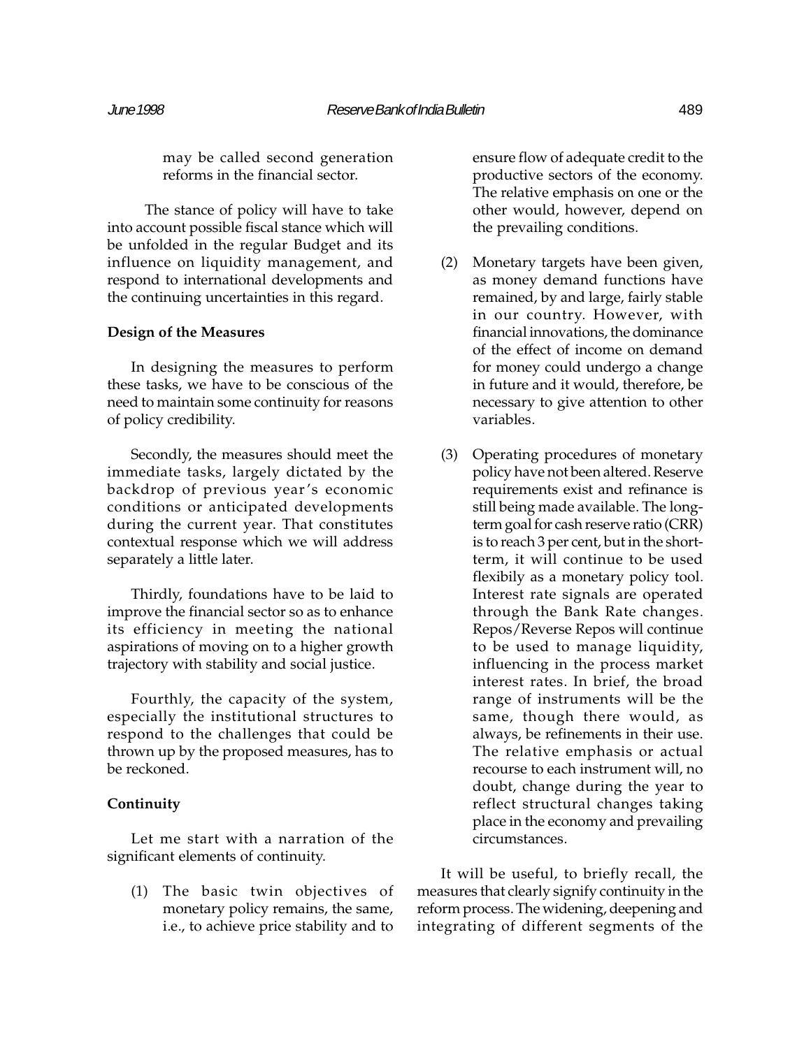may be called second generation reforms in the financial sector.

The stance of policy will have to take into account possible fiscal stance which will be unfolded in the regular Budget and its influence on liquidity management, and respond to international developments and the continuing uncertainties in this regard.

**Design of the Measures**

In designing the measures to perform these tasks, we have to be conscious of the need to maintain some continuity for reasons of policy credibility.

Secondly, the measures should meet the immediate tasks, largely dictated by the backdrop of previous year's economic conditions or anticipated developments during the current year. That constitutes contextual response which we will address separately a little later.

Thirdly, foundations have to be laid to improve the financial sector so as to enhance its efficiency in meeting the national aspirations of moving on to a higher growth trajectory with stability and social justice.

Fourthly, the capacity of the system, especially the institutional structures to respond to the challenges that could be thrown up by the proposed measures, has to be reckoned.

**Continuity**

Let me start with a narration of the significant elements of continuity.

(1) The basic twin objectives of monetary policy remains, the same, i.e., to achieve price stability and to ensure flow of adequate credit to the productive sectors of the economy. The relative emphasis on one or the other would, however, depend on the prevailing conditions.

(2) Monetary targets have been given, as money demand functions have remained, by and large, fairly stable in our country. However, with financial innovations, the dominance of the effect of income on demand for money could undergo a change in future and it would, therefore, be necessary to give attention to other variables.

(3) Operating procedures of monetary policy have not been altered. Reserve requirements exist and refinance is still being made available. The long-term goal for cash reserve ratio (CRR) is to reach 3 per cent, but in the short-term, it will continue to be used flexibily as a monetary policy tool. Interest rate signals are operated through the Bank Rate changes. Repos/Reverse Repos will continue to be used to manage liquidity, influencing in the process market interest rates. In brief, the broad range of instruments will be the same, though there would, as always, be refinements in their use. The relative emphasis or actual recourse to each instrument will, no doubt, change during the year to reflect structural changes taking place in the economy and prevailing circumstances.

It will be useful, to briefly recall, the measures that clearly signify continuity in the reform process. The widening, deepening and integrating of different segments of the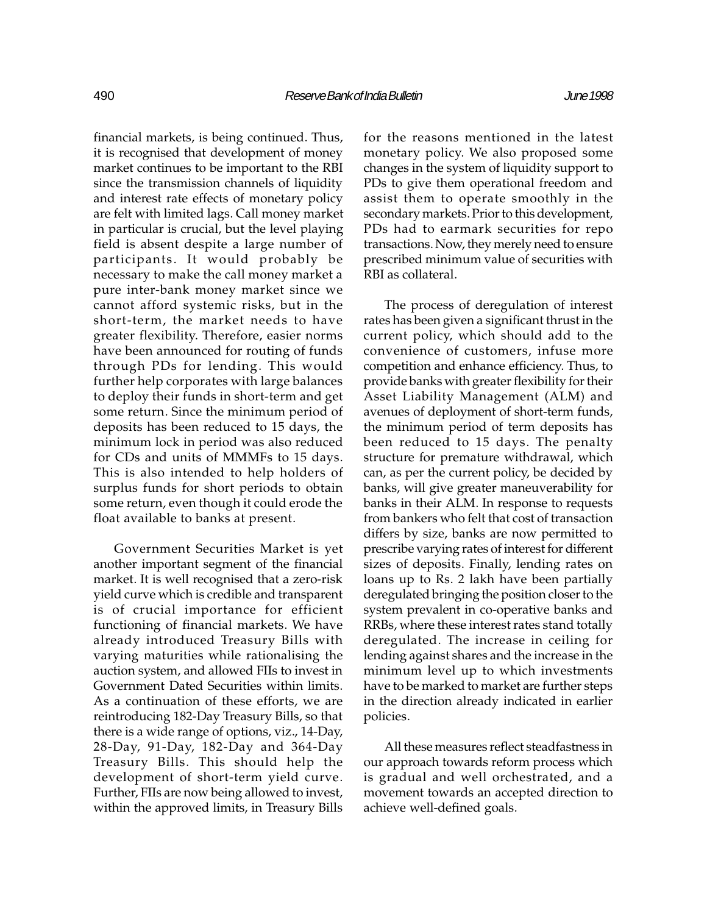financial markets, is being continued. Thus, it is recognised that development of money market continues to be important to the RBI since the transmission channels of liquidity and interest rate effects of monetary policy are felt with limited lags. Call money market in particular is crucial, but the level playing field is absent despite a large number of participants. It would probably be necessary to make the call money market a pure inter-bank money market since we cannot afford systemic risks, but in the short-term, the market needs to have greater flexibility. Therefore, easier norms have been announced for routing of funds through PDs for lending. This would further help corporates with large balances to deploy their funds in short-term and get some return. Since the minimum period of deposits has been reduced to 15 days, the minimum lock in period was also reduced for CDs and units of MMMFs to 15 days. This is also intended to help holders of surplus funds for short periods to obtain some return, even though it could erode the float available to banks at present.

Government Securities Market is yet another important segment of the financial market. It is well recognised that a zero-risk yield curve which is credible and transparent is of crucial importance for efficient functioning of financial markets. We have already introduced Treasury Bills with varying maturities while rationalising the auction system, and allowed FIIs to invest in Government Dated Securities within limits. As a continuation of these efforts, we are reintroducing 182-Day Treasury Bills, so that there is a wide range of options, viz., 14-Day, 28-Day, 91-Day, 182-Day and 364-Day Treasury Bills. This should help the development of short-term yield curve. Further, FIIs are now being allowed to invest, within the approved limits, in Treasury Bills for the reasons mentioned in the latest monetary policy. We also proposed some changes in the system of liquidity support to PDs to give them operational freedom and assist them to operate smoothly in the secondary markets. Prior to this development, PDs had to earmark securities for repo transactions. Now, they merely need to ensure prescribed minimum value of securities with RBI as collateral.

The process of deregulation of interest rates has been given a significant thrust in the current policy, which should add to the convenience of customers, infuse more competition and enhance efficiency. Thus, to provide banks with greater flexibility for their Asset Liability Management (ALM) and avenues of deployment of short-term funds, the minimum period of term deposits has been reduced to 15 days. The penalty structure for premature withdrawal, which can, as per the current policy, be decided by banks, will give greater maneuverability for banks in their ALM. In response to requests from bankers who felt that cost of transaction differs by size, banks are now permitted to prescribe varying rates of interest for different sizes of deposits. Finally, lending rates on loans up to Rs. 2 lakh have been partially deregulated bringing the position closer to the system prevalent in co-operative banks and RRBs, where these interest rates stand totally deregulated. The increase in ceiling for lending against shares and the increase in the minimum level up to which investments have to be marked to market are further steps in the direction already indicated in earlier policies.

All these measures reflect steadfastness in our approach towards reform process which is gradual and well orchestrated, and a movement towards an accepted direction to achieve well-defined goals.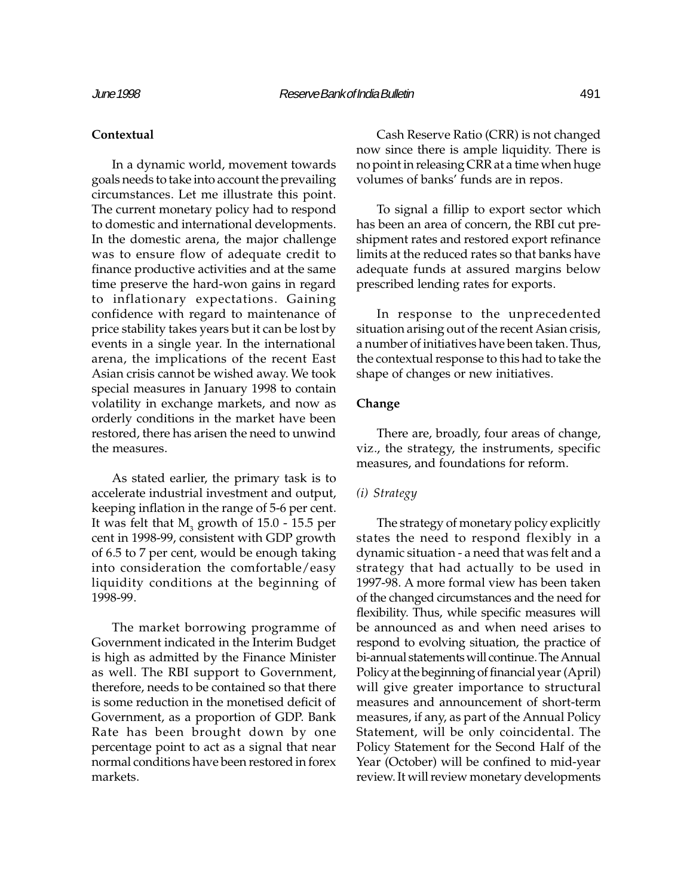**Contextual**

In a dynamic world, movement towards goals needs to take into account the prevailing circumstances. Let me illustrate this point. The current monetary policy had to respond to domestic and international developments. In the domestic arena, the major challenge was to ensure flow of adequate credit to finance productive activities and at the same time preserve the hard-won gains in regard to inflationary expectations. Gaining confidence with regard to maintenance of price stability takes years but it can be lost by events in a single year. In the international arena, the implications of the recent East Asian crisis cannot be wished away. We took special measures in January 1998 to contain volatility in exchange markets, and now as orderly conditions in the market have been restored, there has arisen the need to unwind the measures.

As stated earlier, the primary task is to accelerate industrial investment and output, keeping inflation in the range of 5-6 per cent. It was felt that $M_3$ growth of 15.0 - 15.5 per cent in 1998-99, consistent with GDP growth of 6.5 to 7 per cent, would be enough taking into consideration the comfortable/easy liquidity conditions at the beginning of 1998-99.

The market borrowing programme of Government indicated in the Interim Budget is high as admitted by the Finance Minister as well. The RBI support to Government, therefore, needs to be contained so that there is some reduction in the monetised deficit of Government, as a proportion of GDP. Bank Rate has been brought down by one percentage point to act as a signal that near normal conditions have been restored in forex markets.

Cash Reserve Ratio (CRR) is not changed now since there is ample liquidity. There is no point in releasing CRR at a time when huge volumes of banks' funds are in repos.

To signal a fillip to export sector which has been an area of concern, the RBI cut pre-shipment rates and restored export refinance limits at the reduced rates so that banks have adequate funds at assured margins below prescribed lending rates for exports.

In response to the unprecedented situation arising out of the recent Asian crisis, a number of initiatives have been taken. Thus, the contextual response to this had to take the shape of changes or new initiatives.

**Change**

There are, broadly, four areas of change, viz., the strategy, the instruments, specific measures, and foundations for reform.

*(i) Strategy*

The strategy of monetary policy explicitly states the need to respond flexibly in a dynamic situation - a need that was felt and a strategy that had actually to be used in 1997-98. A more formal view has been taken of the changed circumstances and the need for flexibility. Thus, while specific measures will be announced as and when need arises to respond to evolving situation, the practice of bi-annual statements will continue. The Annual Policy at the beginning of financial year (April) will give greater importance to structural measures and announcement of short-term measures, if any, as part of the Annual Policy Statement, will be only coincidental. The Policy Statement for the Second Half of the Year (October) will be confined to mid-year review. It will review monetary developments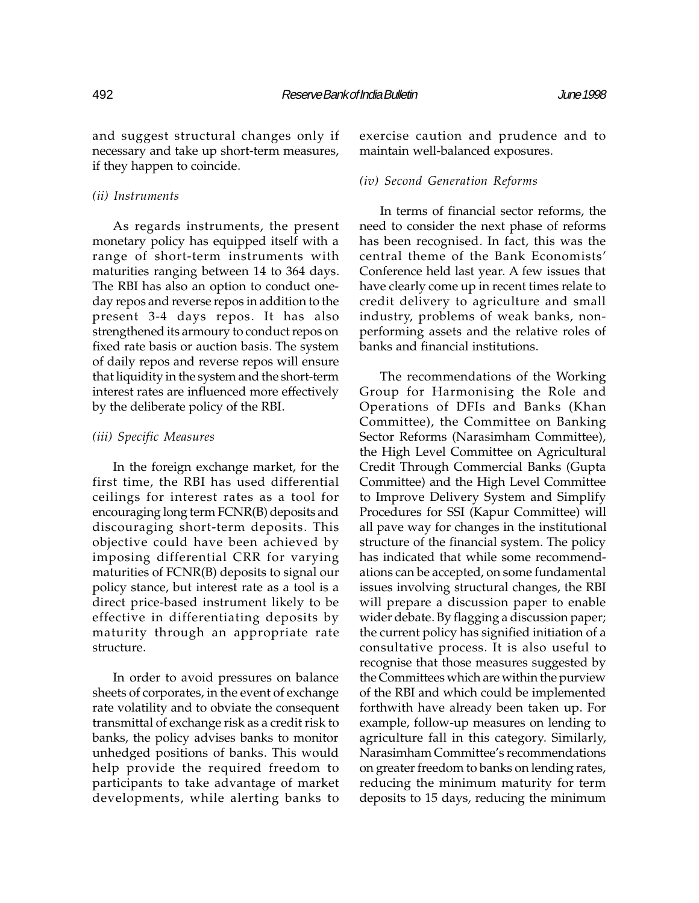and suggest structural changes only if necessary and take up short-term measures, if they happen to coincide.

*(ii) Instruments*

As regards instruments, the present monetary policy has equipped itself with a range of short-term instruments with maturities ranging between 14 to 364 days. The RBI has also an option to conduct one-day repos and reverse repos in addition to the present 3-4 days repos. It has also strengthened its armoury to conduct repos on fixed rate basis or auction basis. The system of daily repos and reverse repos will ensure that liquidity in the system and the short-term interest rates are influenced more effectively by the deliberate policy of the RBI.

*(iii) Specific Measures*

In the foreign exchange market, for the first time, the RBI has used differential ceilings for interest rates as a tool for encouraging long term FCNR(B) deposits and discouraging short-term deposits. This objective could have been achieved by imposing differential CRR for varying maturities of FCNR(B) deposits to signal our policy stance, but interest rate as a tool is a direct price-based instrument likely to be effective in differentiating deposits by maturity through an appropriate rate structure.

In order to avoid pressures on balance sheets of corporates, in the event of exchange rate volatility and to obviate the consequent transmittal of exchange risk as a credit risk to banks, the policy advises banks to monitor unhedged positions of banks. This would help provide the required freedom to participants to take advantage of market developments, while alerting banks to exercise caution and prudence and to maintain well-balanced exposures.

*(iv) Second Generation Reforms*

In terms of financial sector reforms, the need to consider the next phase of reforms has been recognised. In fact, this was the central theme of the Bank Economists' Conference held last year. A few issues that have clearly come up in recent times relate to credit delivery to agriculture and small industry, problems of weak banks, non-performing assets and the relative roles of banks and financial institutions.

The recommendations of the Working Group for Harmonising the Role and Operations of DFIs and Banks (Khan Committee), the Committee on Banking Sector Reforms (Narasimham Committee), the High Level Committee on Agricultural Credit Through Commercial Banks (Gupta Committee) and the High Level Committee to Improve Delivery System and Simplify Procedures for SSI (Kapur Committee) will all pave way for changes in the institutional structure of the financial system. The policy has indicated that while some recommendations can be accepted, on some fundamental issues involving structural changes, the RBI will prepare a discussion paper to enable wider debate. By flagging a discussion paper; the current policy has signified initiation of a consultative process. It is also useful to recognise that those measures suggested by the Committees which are within the purview of the RBI and which could be implemented forthwith have already been taken up. For example, follow-up measures on lending to agriculture fall in this category. Similarly, Narasimham Committee's recommendations on greater freedom to banks on lending rates, reducing the minimum maturity for term deposits to 15 days, reducing the minimum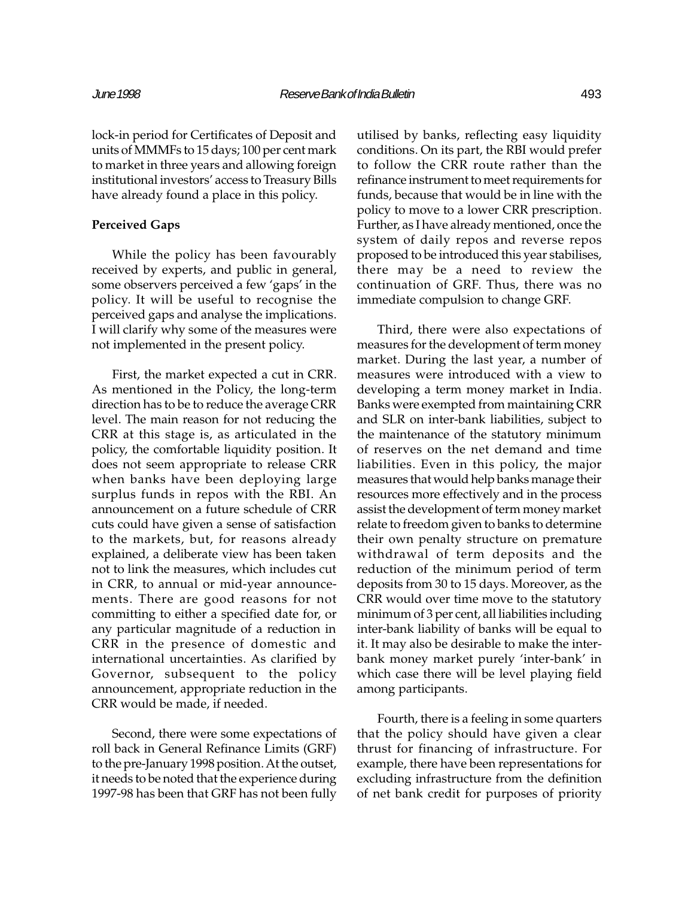lock-in period for Certificates of Deposit and units of MMMFs to 15 days; 100 per cent mark to market in three years and allowing foreign institutional investors' access to Treasury Bills have already found a place in this policy.

**Perceived Gaps**

While the policy has been favourably received by experts, and public in general, some observers perceived a few 'gaps' in the policy. It will be useful to recognise the perceived gaps and analyse the implications. I will clarify why some of the measures were not implemented in the present policy.

First, the market expected a cut in CRR. As mentioned in the Policy, the long-term direction has to be to reduce the average CRR level. The main reason for not reducing the CRR at this stage is, as articulated in the policy, the comfortable liquidity position. It does not seem appropriate to release CRR when banks have been deploying large surplus funds in repos with the RBI. An announcement on a future schedule of CRR cuts could have given a sense of satisfaction to the markets, but, for reasons already explained, a deliberate view has been taken not to link the measures, which includes cut in CRR, to annual or mid-year announcements. There are good reasons for not committing to either a specified date for, or any particular magnitude of a reduction in CRR in the presence of domestic and international uncertainties. As clarified by Governor, subsequent to the policy announcement, appropriate reduction in the CRR would be made, if needed.

Second, there were some expectations of roll back in General Refinance Limits (GRF) to the pre-January 1998 position. At the outset, it needs to be noted that the experience during 1997-98 has been that GRF has not been fully utilised by banks, reflecting easy liquidity conditions. On its part, the RBI would prefer to follow the CRR route rather than the refinance instrument to meet requirements for funds, because that would be in line with the policy to move to a lower CRR prescription. Further, as I have already mentioned, once the system of daily repos and reverse repos proposed to be introduced this year stabilises, there may be a need to review the continuation of GRF. Thus, there was no immediate compulsion to change GRF.

Third, there were also expectations of measures for the development of term money market. During the last year, a number of measures were introduced with a view to developing a term money market in India. Banks were exempted from maintaining CRR and SLR on inter-bank liabilities, subject to the maintenance of the statutory minimum of reserves on the net demand and time liabilities. Even in this policy, the major measures that would help banks manage their resources more effectively and in the process assist the development of term money market relate to freedom given to banks to determine their own penalty structure on premature withdrawal of term deposits and the reduction of the minimum period of term deposits from 30 to 15 days. Moreover, as the CRR would over time move to the statutory minimum of 3 per cent, all liabilities including inter-bank liability of banks will be equal to it. It may also be desirable to make the inter-bank money market purely 'inter-bank' in which case there will be level playing field among participants.

Fourth, there is a feeling in some quarters that the policy should have given a clear thrust for financing of infrastructure. For example, there have been representations for excluding infrastructure from the definition of net bank credit for purposes of priority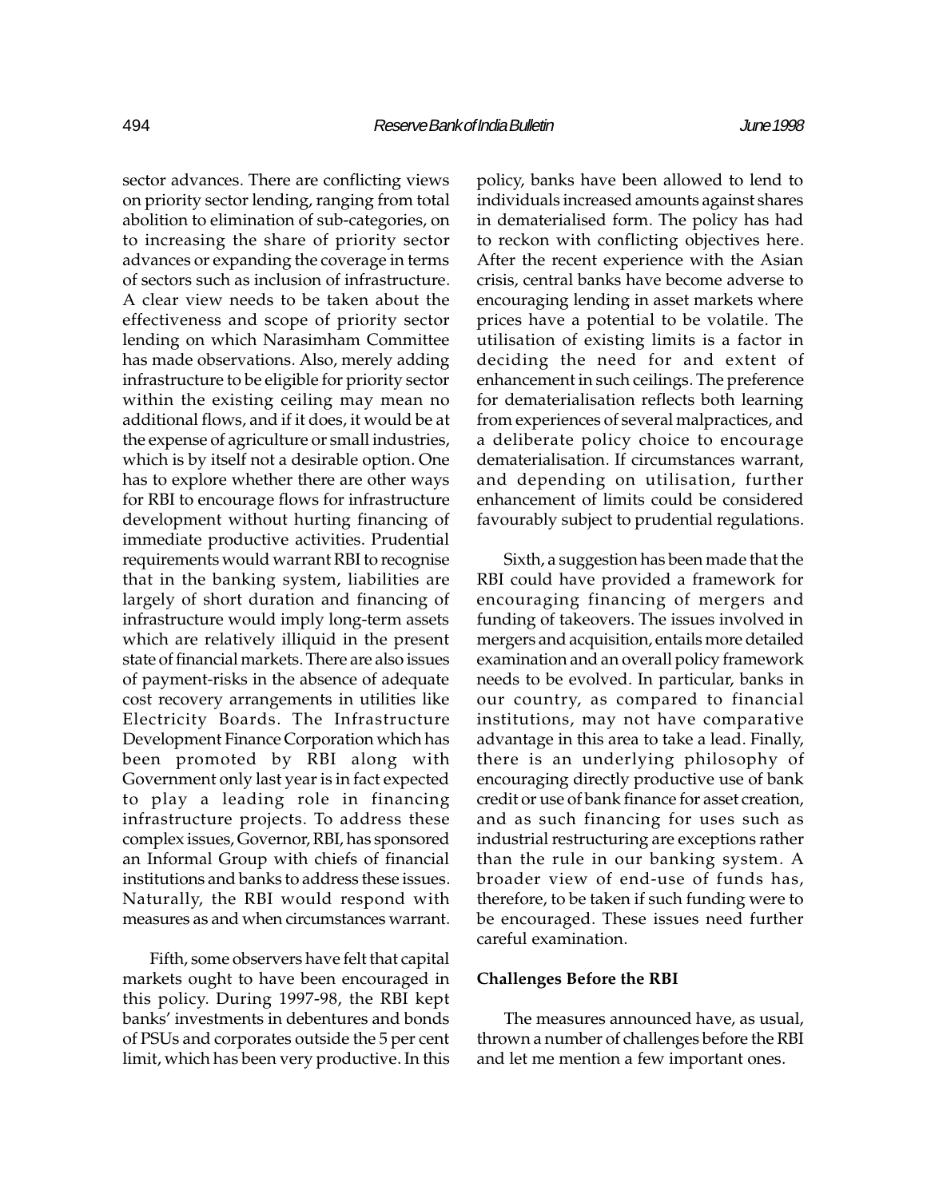sector advances. There are conflicting views on priority sector lending, ranging from total abolition to elimination of sub-categories, on to increasing the share of priority sector advances or expanding the coverage in terms of sectors such as inclusion of infrastructure. A clear view needs to be taken about the effectiveness and scope of priority sector lending on which Narasimham Committee has made observations. Also, merely adding infrastructure to be eligible for priority sector within the existing ceiling may mean no additional flows, and if it does, it would be at the expense of agriculture or small industries, which is by itself not a desirable option. One has to explore whether there are other ways for RBI to encourage flows for infrastructure development without hurting financing of immediate productive activities. Prudential requirements would warrant RBI to recognise that in the banking system, liabilities are largely of short duration and financing of infrastructure would imply long-term assets which are relatively illiquid in the present state of financial markets. There are also issues of payment-risks in the absence of adequate cost recovery arrangements in utilities like Electricity Boards. The Infrastructure Development Finance Corporation which has been promoted by RBI along with Government only last year is in fact expected to play a leading role in financing infrastructure projects. To address these complex issues, Governor, RBI, has sponsored an Informal Group with chiefs of financial institutions and banks to address these issues. Naturally, the RBI would respond with measures as and when circumstances warrant.

Fifth, some observers have felt that capital markets ought to have been encouraged in this policy. During 1997-98, the RBI kept banks' investments in debentures and bonds of PSUs and corporates outside the 5 per cent limit, which has been very productive. In this policy, banks have been allowed to lend to individuals increased amounts against shares in dematerialised form. The policy has had to reckon with conflicting objectives here. After the recent experience with the Asian crisis, central banks have become adverse to encouraging lending in asset markets where prices have a potential to be volatile. The utilisation of existing limits is a factor in deciding the need for and extent of enhancement in such ceilings. The preference for dematerialisation reflects both learning from experiences of several malpractices, and a deliberate policy choice to encourage dematerialisation. If circumstances warrant, and depending on utilisation, further enhancement of limits could be considered favourably subject to prudential regulations.

Sixth, a suggestion has been made that the RBI could have provided a framework for encouraging financing of mergers and funding of takeovers. The issues involved in mergers and acquisition, entails more detailed examination and an overall policy framework needs to be evolved. In particular, banks in our country, as compared to financial institutions, may not have comparative advantage in this area to take a lead. Finally, there is an underlying philosophy of encouraging directly productive use of bank credit or use of bank finance for asset creation, and as such financing for uses such as industrial restructuring are exceptions rather than the rule in our banking system. A broader view of end-use of funds has, therefore, to be taken if such funding were to be encouraged. These issues need further careful examination.

**Challenges Before the RBI**

The measures announced have, as usual, thrown a number of challenges before the RBI and let me mention a few important ones.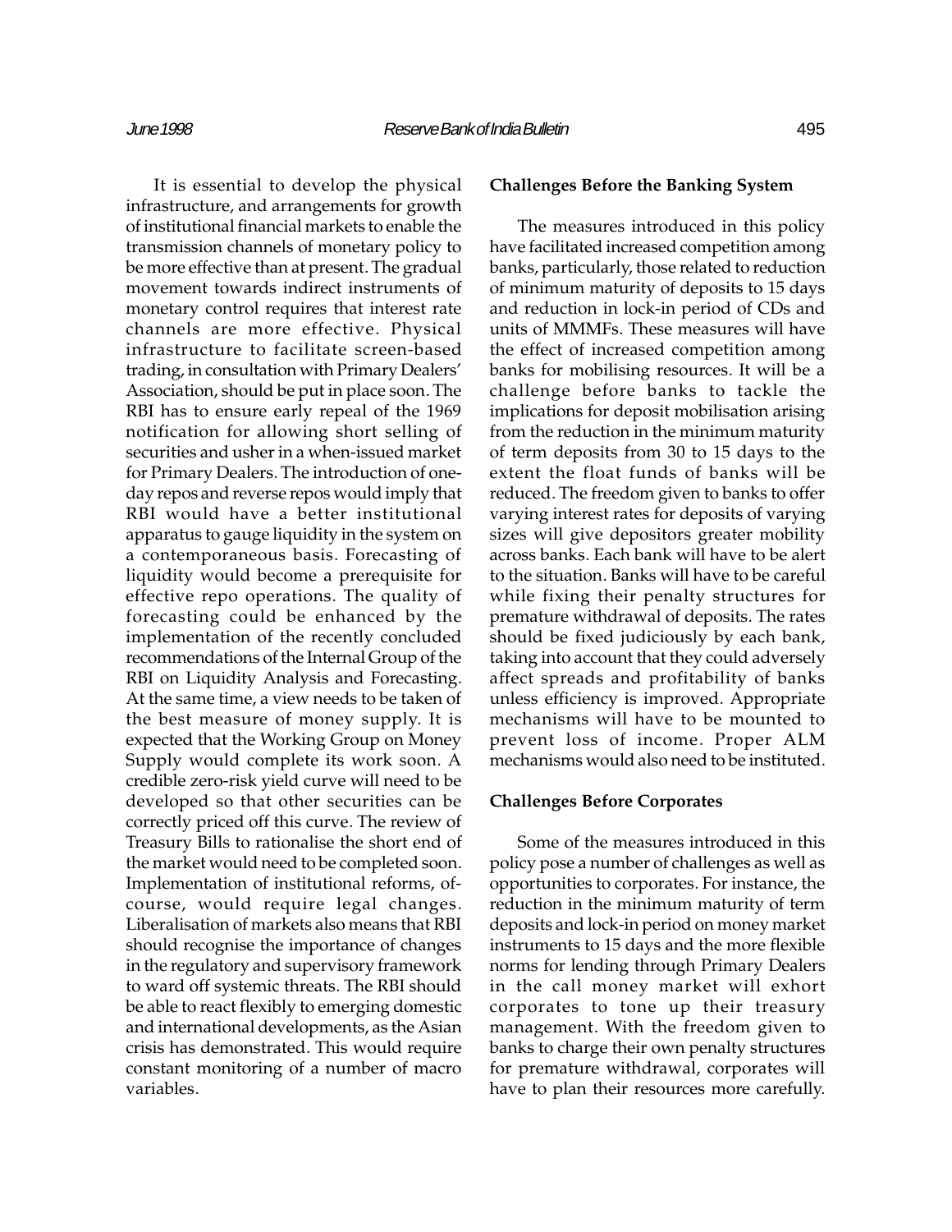It is essential to develop the physical infrastructure, and arrangements for growth of institutional financial markets to enable the transmission channels of monetary policy to be more effective than at present. The gradual movement towards indirect instruments of monetary control requires that interest rate channels are more effective. Physical infrastructure to facilitate screen-based trading, in consultation with Primary Dealers' Association, should be put in place soon. The RBI has to ensure early repeal of the 1969 notification for allowing short selling of securities and usher in a when-issued market for Primary Dealers. The introduction of one-day repos and reverse repos would imply that RBI would have a better institutional apparatus to gauge liquidity in the system on a contemporaneous basis. Forecasting of liquidity would become a prerequisite for effective repo operations. The quality of forecasting could be enhanced by the implementation of the recently concluded recommendations of the Internal Group of the RBI on Liquidity Analysis and Forecasting. At the same time, a view needs to be taken of the best measure of money supply. It is expected that the Working Group on Money Supply would complete its work soon. A credible zero-risk yield curve will need to be developed so that other securities can be correctly priced off this curve. The review of Treasury Bills to rationalise the short end of the market would need to be completed soon. Implementation of institutional reforms, of-course, would require legal changes. Liberalisation of markets also means that RBI should recognise the importance of changes in the regulatory and supervisory framework to ward off systemic threats. The RBI should be able to react flexibly to emerging domestic and international developments, as the Asian crisis has demonstrated. This would require constant monitoring of a number of macro variables.

**Challenges Before the Banking System**

The measures introduced in this policy have facilitated increased competition among banks, particularly, those related to reduction of minimum maturity of deposits to 15 days and reduction in lock-in period of CDs and units of MMMFs. These measures will have the effect of increased competition among banks for mobilising resources. It will be a challenge before banks to tackle the implications for deposit mobilisation arising from the reduction in the minimum maturity of term deposits from 30 to 15 days to the extent the float funds of banks will be reduced. The freedom given to banks to offer varying interest rates for deposits of varying sizes will give depositors greater mobility across banks. Each bank will have to be alert to the situation. Banks will have to be careful while fixing their penalty structures for premature withdrawal of deposits. The rates should be fixed judiciously by each bank, taking into account that they could adversely affect spreads and profitability of banks unless efficiency is improved. Appropriate mechanisms will have to be mounted to prevent loss of income. Proper ALM mechanisms would also need to be instituted.

**Challenges Before Corporates**

Some of the measures introduced in this policy pose a number of challenges as well as opportunities to corporates. For instance, the reduction in the minimum maturity of term deposits and lock-in period on money market instruments to 15 days and the more flexible norms for lending through Primary Dealers in the call money market will exhort corporates to tone up their treasury management. With the freedom given to banks to charge their own penalty structures for premature withdrawal, corporates will have to plan their resources more carefully.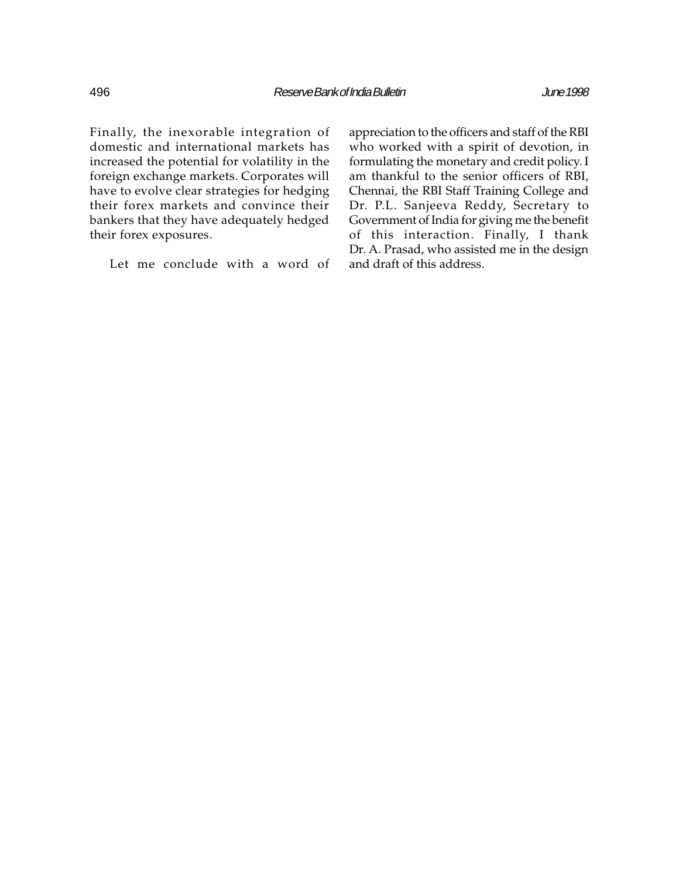Finally, the inexorable integration of domestic and international markets has increased the potential for volatility in the foreign exchange markets. Corporates will have to evolve clear strategies for hedging their forex markets and convince their bankers that they have adequately hedged their forex exposures.

Let me conclude with a word of appreciation to the officers and staff of the RBI who worked with a spirit of devotion, in formulating the monetary and credit policy. I am thankful to the senior officers of RBI, Chennai, the RBI Staff Training College and Dr. P.L. Sanjeeva Reddy, Secretary to Government of India for giving me the benefit of this interaction. Finally, I thank Dr. A. Prasad, who assisted me in the design and draft of this address.